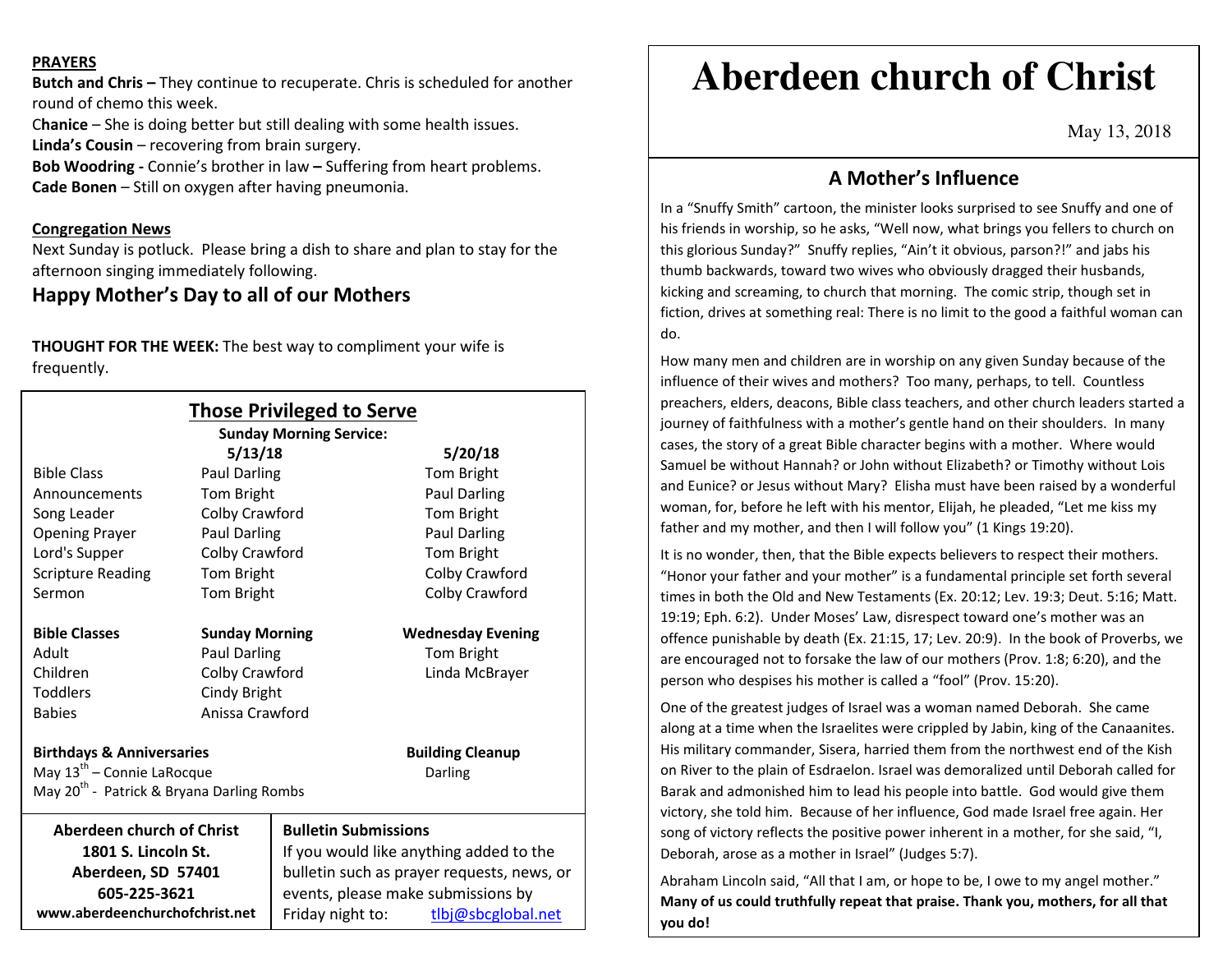**PRAYERS**

**Butch and Chris –** They continue to recuperate. Chris is scheduled for another round of chemo this week.
C**hanice** – She is doing better but still dealing with some health issues.
**Linda's Cousin** – recovering from brain surgery.
**Bob Woodring -** Connie's brother in law **–** Suffering from heart problems.
**Cade Bonen** – Still on oxygen after having pneumonia.

**Congregation News**

Next Sunday is potluck. Please bring a dish to share and plan to stay for the afternoon singing immediately following.

## Happy Mother's Day to all of our Mothers

**THOUGHT FOR THE WEEK:** The best way to compliment your wife is frequently.

## Those Privileged to Serve

**Sunday Morning Service:**

| | 5/13/18 | 5/20/18 |
|---|---|---|
| Bible Class | Paul Darling | Tom Bright |
| Announcements | Tom Bright | Paul Darling |
| Song Leader | Colby Crawford | Tom Bright |
| Opening Prayer | Paul Darling | Paul Darling |
| Lord's Supper | Colby Crawford | Tom Bright |
| Scripture Reading | Tom Bright | Colby Crawford |
| Sermon | Tom Bright | Colby Crawford |

| Bible Classes | Sunday Morning | Wednesday Evening |
|---|---|---|
| Adult | Paul Darling | Tom Bright |
| Children | Colby Crawford | Linda McBrayer |
| Toddlers | Cindy Bright | |
| Babies | Anissa Crawford | |

**Birthdays & Anniversaries**
May 13th – Connie LaRocque
May 20th - Patrick & Bryana Darling Rombs

**Building Cleanup**
Darling

**Aberdeen church of Christ**
**1801 S. Lincoln St.**
**Aberdeen, SD 57401**
**605-225-3621**
**www.aberdeenchurchofchrist.net**

**Bulletin Submissions**
If you would like anything added to the bulletin such as prayer requests, news, or events, please make submissions by Friday night to: tlbj@sbcglobal.net

# Aberdeen church of Christ

May 13, 2018

## A Mother's Influence

In a "Snuffy Smith" cartoon, the minister looks surprised to see Snuffy and one of his friends in worship, so he asks, "Well now, what brings you fellers to church on this glorious Sunday?" Snuffy replies, "Ain't it obvious, parson?!" and jabs his thumb backwards, toward two wives who obviously dragged their husbands, kicking and screaming, to church that morning. The comic strip, though set in fiction, drives at something real: There is no limit to the good a faithful woman can do.

How many men and children are in worship on any given Sunday because of the influence of their wives and mothers? Too many, perhaps, to tell. Countless preachers, elders, deacons, Bible class teachers, and other church leaders started a journey of faithfulness with a mother's gentle hand on their shoulders. In many cases, the story of a great Bible character begins with a mother. Where would Samuel be without Hannah? or John without Elizabeth? or Timothy without Lois and Eunice? or Jesus without Mary? Elisha must have been raised by a wonderful woman, for, before he left with his mentor, Elijah, he pleaded, "Let me kiss my father and my mother, and then I will follow you" (1 Kings 19:20).

It is no wonder, then, that the Bible expects believers to respect their mothers. "Honor your father and your mother" is a fundamental principle set forth several times in both the Old and New Testaments (Ex. 20:12; Lev. 19:3; Deut. 5:16; Matt. 19:19; Eph. 6:2). Under Moses' Law, disrespect toward one's mother was an offence punishable by death (Ex. 21:15, 17; Lev. 20:9). In the book of Proverbs, we are encouraged not to forsake the law of our mothers (Prov. 1:8; 6:20), and the person who despises his mother is called a "fool" (Prov. 15:20).

One of the greatest judges of Israel was a woman named Deborah. She came along at a time when the Israelites were crippled by Jabin, king of the Canaanites. His military commander, Sisera, harried them from the northwest end of the Kish on River to the plain of Esdraelon. Israel was demoralized until Deborah called for Barak and admonished him to lead his people into battle. God would give them victory, she told him. Because of her influence, God made Israel free again. Her song of victory reflects the positive power inherent in a mother, for she said, "I, Deborah, arose as a mother in Israel" (Judges 5:7).

Abraham Lincoln said, "All that I am, or hope to be, I owe to my angel mother." **Many of us could truthfully repeat that praise. Thank you, mothers, for all that you do!**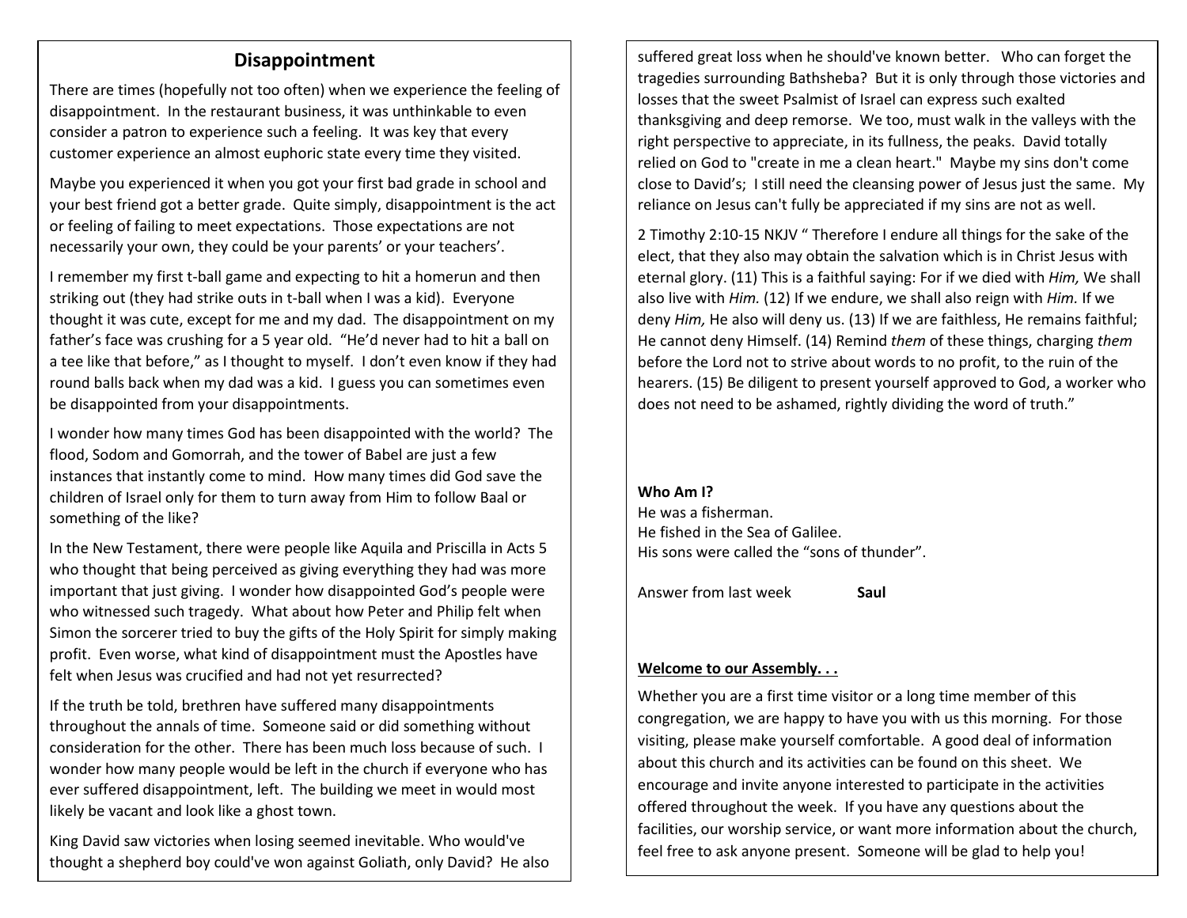## Disappointment

There are times (hopefully not too often) when we experience the feeling of disappointment. In the restaurant business, it was unthinkable to even consider a patron to experience such a feeling. It was key that every customer experience an almost euphoric state every time they visited.

Maybe you experienced it when you got your first bad grade in school and your best friend got a better grade. Quite simply, disappointment is the act or feeling of failing to meet expectations. Those expectations are not necessarily your own, they could be your parents' or your teachers'.

I remember my first t-ball game and expecting to hit a homerun and then striking out (they had strike outs in t-ball when I was a kid). Everyone thought it was cute, except for me and my dad. The disappointment on my father's face was crushing for a 5 year old. "He'd never had to hit a ball on a tee like that before," as I thought to myself. I don't even know if they had round balls back when my dad was a kid. I guess you can sometimes even be disappointed from your disappointments.

I wonder how many times God has been disappointed with the world? The flood, Sodom and Gomorrah, and the tower of Babel are just a few instances that instantly come to mind. How many times did God save the children of Israel only for them to turn away from Him to follow Baal or something of the like?

In the New Testament, there were people like Aquila and Priscilla in Acts 5 who thought that being perceived as giving everything they had was more important that just giving. I wonder how disappointed God's people were who witnessed such tragedy. What about how Peter and Philip felt when Simon the sorcerer tried to buy the gifts of the Holy Spirit for simply making profit. Even worse, what kind of disappointment must the Apostles have felt when Jesus was crucified and had not yet resurrected?

If the truth be told, brethren have suffered many disappointments throughout the annals of time. Someone said or did something without consideration for the other. There has been much loss because of such. I wonder how many people would be left in the church if everyone who has ever suffered disappointment, left. The building we meet in would most likely be vacant and look like a ghost town.

King David saw victories when losing seemed inevitable. Who would've thought a shepherd boy could've won against Goliath, only David? He also suffered great loss when he should've known better. Who can forget the tragedies surrounding Bathsheba? But it is only through those victories and losses that the sweet Psalmist of Israel can express such exalted thanksgiving and deep remorse. We too, must walk in the valleys with the right perspective to appreciate, in its fullness, the peaks. David totally relied on God to "create in me a clean heart." Maybe my sins don't come close to David's; I still need the cleansing power of Jesus just the same. My reliance on Jesus can't fully be appreciated if my sins are not as well.

2 Timothy 2:10-15 NKJV " Therefore I endure all things for the sake of the elect, that they also may obtain the salvation which is in Christ Jesus with eternal glory. (11) This is a faithful saying: For if we died with *Him,* We shall also live with *Him.* (12) If we endure, we shall also reign with *Him.* If we deny *Him,* He also will deny us. (13) If we are faithless, He remains faithful; He cannot deny Himself. (14) Remind *them* of these things, charging *them* before the Lord not to strive about words to no profit, to the ruin of the hearers. (15) Be diligent to present yourself approved to God, a worker who does not need to be ashamed, rightly dividing the word of truth."

**Who Am I?**
He was a fisherman.
He fished in the Sea of Galilee.
His sons were called the "sons of thunder".

Answer from last week **Saul**

**Welcome to our Assembly. . .**

Whether you are a first time visitor or a long time member of this congregation, we are happy to have you with us this morning. For those visiting, please make yourself comfortable. A good deal of information about this church and its activities can be found on this sheet. We encourage and invite anyone interested to participate in the activities offered throughout the week. If you have any questions about the facilities, our worship service, or want more information about the church, feel free to ask anyone present. Someone will be glad to help you!